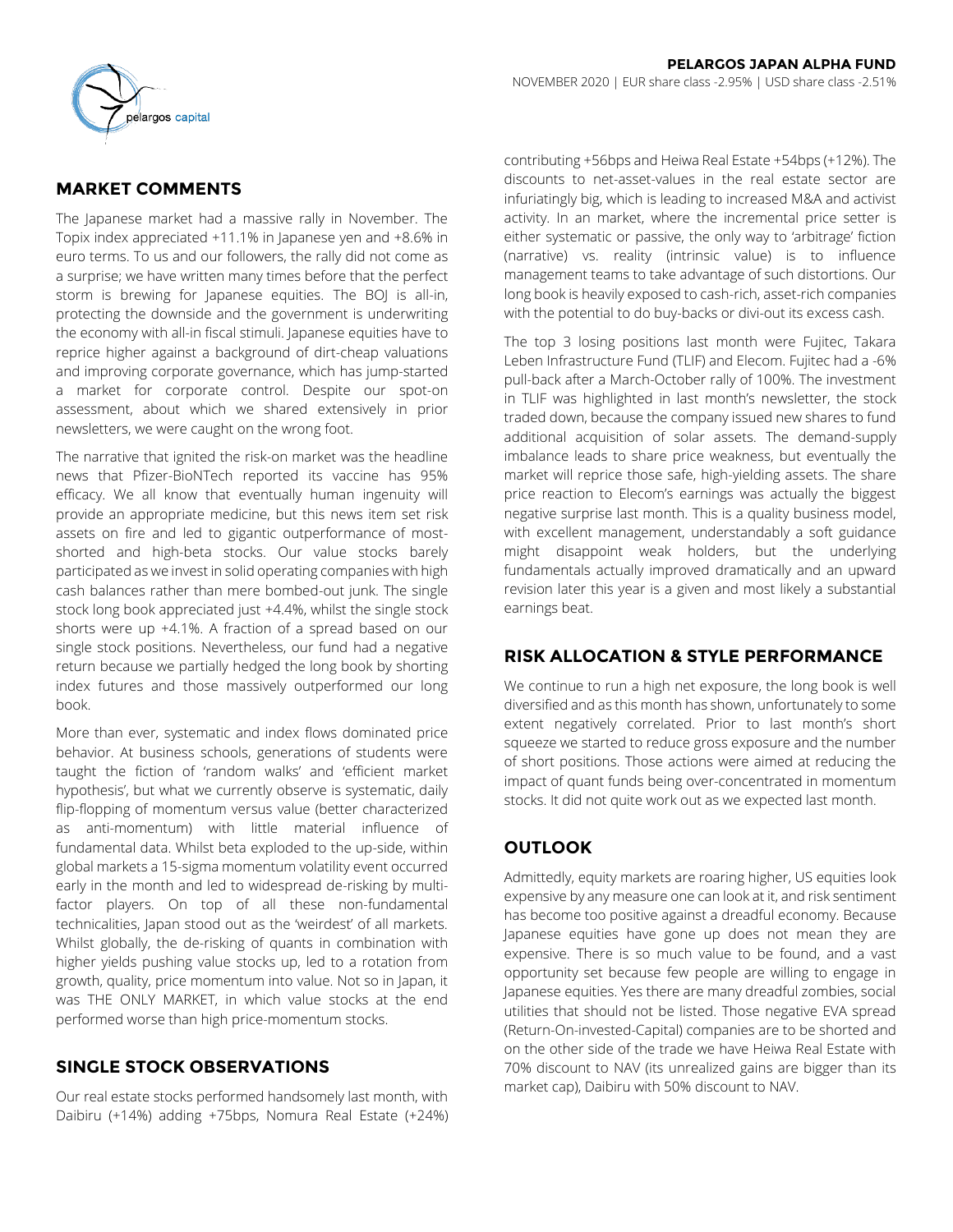**PELARGOS JAPAN ALPHA FUND**

NOVEMBER 2020 | EUR share class -2.95% | USD share class -2.51%

## MARKET COMMENTS

The Japanese market had a massive rally in November. The Topix index appreciated +11.1% in Japanese yen and +8.6% in euro terms. To us and our followers, the rally did not come as a surprise; we have written many times before that the perfect storm is brewing for Japanese equities. The BOJ is all-in, protecting the downside and the government is underwriting the economy with all-in fiscal stimuli. Japanese equities have to reprice higher against a background of dirt-cheap valuations and improving corporate governance, which has jump-started a market for corporate control. Despite our spot-on assessment, about which we shared extensively in prior newsletters, we were caught on the wrong foot.

The narrative that ignited the risk-on market was the headline news that Pfizer-BioNTech reported its vaccine has 95% efficacy. We all know that eventually human ingenuity will provide an appropriate medicine, but this news item set risk assets on fire and led to gigantic outperformance of most-shorted and high-beta stocks. Our value stocks barely participated as we invest in solid operating companies with high cash balances rather than mere bombed-out junk. The single stock long book appreciated just +4.4%, whilst the single stock shorts were up +4.1%. A fraction of a spread based on our single stock positions. Nevertheless, our fund had a negative return because we partially hedged the long book by shorting index futures and those massively outperformed our long book.

More than ever, systematic and index flows dominated price behavior. At business schools, generations of students were taught the fiction of 'random walks' and 'efficient market hypothesis', but what we currently observe is systematic, daily flip-flopping of momentum versus value (better characterized as anti-momentum) with little material influence of fundamental data. Whilst beta exploded to the up-side, within global markets a 15-sigma momentum volatility event occurred early in the month and led to widespread de-risking by multi-factor players. On top of all these non-fundamental technicalities, Japan stood out as the 'weirdest' of all markets. Whilst globally, the de-risking of quants in combination with higher yields pushing value stocks up, led to a rotation from growth, quality, price momentum into value. Not so in Japan, it was THE ONLY MARKET, in which value stocks at the end performed worse than high price-momentum stocks.

## SINGLE STOCK OBSERVATIONS

Our real estate stocks performed handsomely last month, with Daibiru (+14%) adding +75bps, Nomura Real Estate (+24%) contributing +56bps and Heiwa Real Estate +54bps (+12%). The discounts to net-asset-values in the real estate sector are infuriatingly big, which is leading to increased M&A and activist activity. In an market, where the incremental price setter is either systematic or passive, the only way to 'arbitrage' fiction (narrative) vs. reality (intrinsic value) is to influence management teams to take advantage of such distortions. Our long book is heavily exposed to cash-rich, asset-rich companies with the potential to do buy-backs or divi-out its excess cash.

The top 3 losing positions last month were Fujitec, Takara Leben Infrastructure Fund (TLIF) and Elecom. Fujitec had a -6% pull-back after a March-October rally of 100%. The investment in TLIF was highlighted in last month's newsletter, the stock traded down, because the company issued new shares to fund additional acquisition of solar assets. The demand-supply imbalance leads to share price weakness, but eventually the market will reprice those safe, high-yielding assets. The share price reaction to Elecom's earnings was actually the biggest negative surprise last month. This is a quality business model, with excellent management, understandably a soft guidance might disappoint weak holders, but the underlying fundamentals actually improved dramatically and an upward revision later this year is a given and most likely a substantial earnings beat.

## RISK ALLOCATION & STYLE PERFORMANCE

We continue to run a high net exposure, the long book is well diversified and as this month has shown, unfortunately to some extent negatively correlated. Prior to last month's short squeeze we started to reduce gross exposure and the number of short positions. Those actions were aimed at reducing the impact of quant funds being over-concentrated in momentum stocks. It did not quite work out as we expected last month.

## OUTLOOK

Admittedly, equity markets are roaring higher, US equities look expensive by any measure one can look at it, and risk sentiment has become too positive against a dreadful economy. Because Japanese equities have gone up does not mean they are expensive. There is so much value to be found, and a vast opportunity set because few people are willing to engage in Japanese equities. Yes there are many dreadful zombies, social utilities that should not be listed. Those negative EVA spread (Return-On-invested-Capital) companies are to be shorted and on the other side of the trade we have Heiwa Real Estate with 70% discount to NAV (its unrealized gains are bigger than its market cap), Daibiru with 50% discount to NAV.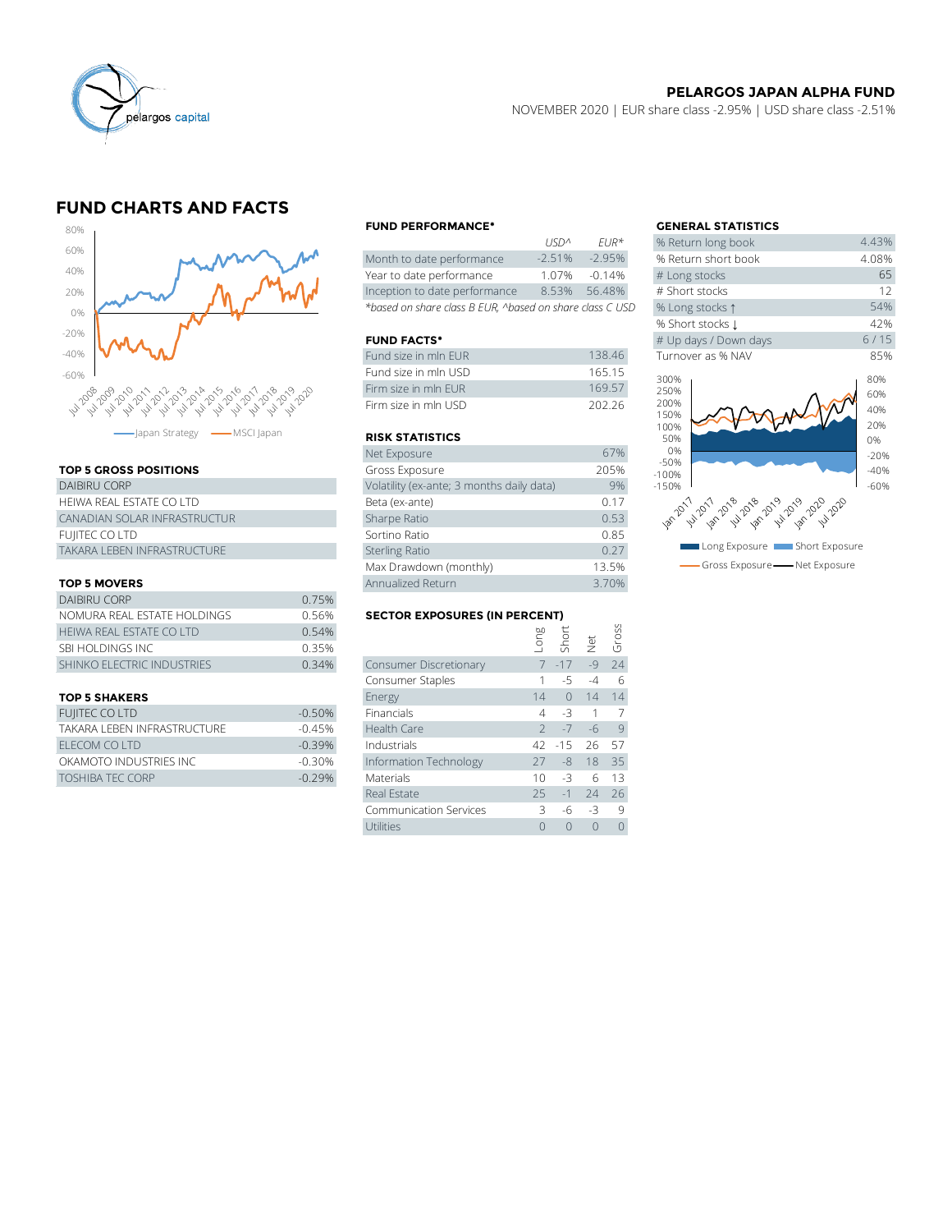# PELARGOS JAPAN ALPHA FUND

NOVEMBER 2020 | EUR share class -2.95% | USD share class -2.51%

## FUND CHARTS AND FACTS

Japan Strategy — MSCI Japan

### TOP 5 GROSS POSITIONS

| |
|---|
| DAIBIRU CORP |
| HEIWA REAL ESTATE CO LTD |
| CANADIAN SOLAR INFRASTRUCTUR |
| FUJITEC CO LTD |
| TAKARA LEBEN INFRASTRUCTURE |

### TOP 5 MOVERS

| | |
|---|---|
| DAIBIRU CORP | 0.75% |
| NOMURA REAL ESTATE HOLDINGS | 0.56% |
| HEIWA REAL ESTATE CO LTD | 0.54% |
| SBI HOLDINGS INC | 0.35% |
| SHINKO ELECTRIC INDUSTRIES | 0.34% |

### TOP 5 SHAKERS

| | |
|---|---|
| FUJITEC CO LTD | -0.50% |
| TAKARA LEBEN INFRASTRUCTURE | -0.45% |
| ELECOM CO LTD | -0.39% |
| OKAMOTO INDUSTRIES INC | -0.30% |
| TOSHIBA TEC CORP | -0.29% |

### FUND PERFORMANCE*

| | USD^ | EUR* |
|---|---|---|
| Month to date performance | -2.51% | -2.95% |
| Year to date performance | 1.07% | -0.14% |
| Inception to date performance | 8.53% | 56.48% |

*based on share class B EUR, ^based on share class C USD

### FUND FACTS*

| | |
|---|---|
| Fund size in mln EUR | 138.46 |
| Fund size in mln USD | 165.15 |
| Firm size in mln EUR | 169.57 |
| Firm size in mln USD | 202.26 |

### RISK STATISTICS

| | |
|---|---|
| Net Exposure | 67% |
| Gross Exposure | 205% |
| Volatility (ex-ante; 3 months daily data) | 9% |
| Beta (ex-ante) | 0.17 |
| Sharpe Ratio | 0.53 |
| Sortino Ratio | 0.85 |
| Sterling Ratio | 0.27 |
| Max Drawdown (monthly) | 13.5% |
| Annualized Return | 3.70% |

### SECTOR EXPOSURES (IN PERCENT)

| | Long | Short | Net | Gross |
|---|---|---|---|---|
| Consumer Discretionary | 7 | -17 | -9 | 24 |
| Consumer Staples | 1 | -5 | -4 | 6 |
| Energy | 14 | 0 | 14 | 14 |
| Financials | 4 | -3 | 1 | 7 |
| Health Care | 2 | -7 | -6 | 9 |
| Industrials | 42 | -15 | 26 | 57 |
| Information Technology | 27 | -8 | 18 | 35 |
| Materials | 10 | -3 | 6 | 13 |
| Real Estate | 25 | -1 | 24 | 26 |
| Communication Services | 3 | -6 | -3 | 9 |
| Utilities | 0 | 0 | 0 | 0 |

### GENERAL STATISTICS

| | |
|---|---|
| % Return long book | 4.43% |
| % Return short book | 4.08% |
| # Long stocks | 65 |
| # Short stocks | 12 |
| % Long stocks ↑ | 54% |
| % Short stocks ↓ | 42% |
| # Up days / Down days | 6 / 15 |
| Turnover as % NAV | 85% |

Long Exposure / Short Exposure / Gross Exposure / Net Exposure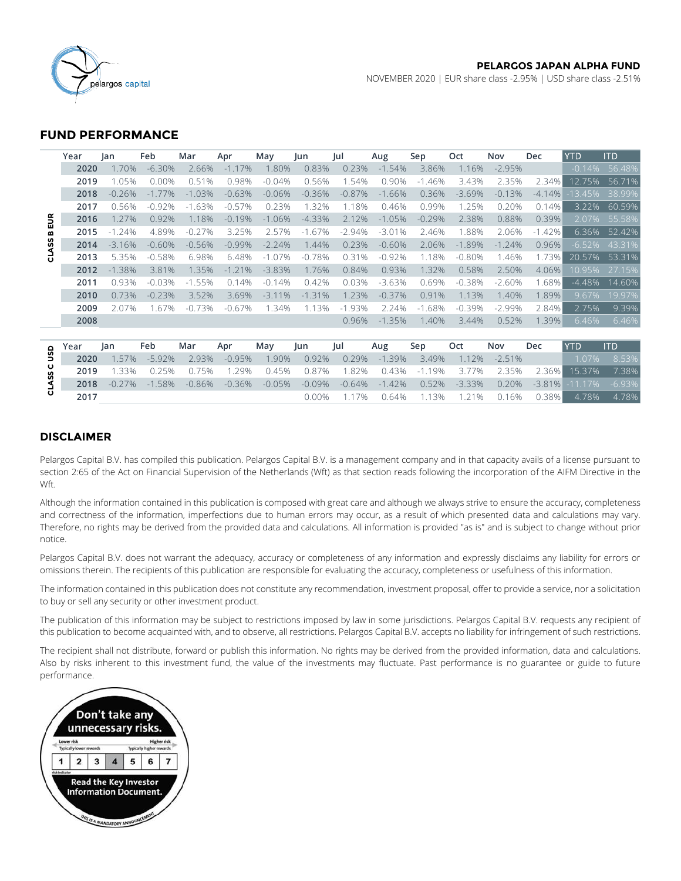**PELARGOS JAPAN ALPHA FUND**

NOVEMBER 2020 | EUR share class -2.95% | USD share class -2.51%

## FUND PERFORMANCE

**CLASS B EUR**

| Year | Jan | Feb | Mar | Apr | May | Jun | Jul | Aug | Sep | Oct | Nov | Dec | YTD | ITD |
|---|---|---|---|---|---|---|---|---|---|---|---|---|---|---|
| 2020 | 1.70% | -6.30% | 2.66% | -1.17% | 1.80% | 0.83% | 0.23% | -1.54% | 3.86% | 1.16% | -2.95% | | -0.14% | 56.48% |
| 2019 | 1.05% | 0.00% | 0.51% | 0.98% | -0.04% | 0.56% | 1.54% | 0.90% | -1.46% | 3.43% | 2.35% | 2.34% | 12.75% | 56.71% |
| 2018 | -0.26% | -1.77% | -1.03% | -0.63% | -0.06% | -0.36% | -0.87% | -1.66% | 0.36% | -3.69% | -0.13% | -4.14% | -13.45% | 38.99% |
| 2017 | 0.56% | -0.92% | -1.63% | -0.57% | 0.23% | 1.32% | 1.18% | 0.46% | 0.99% | 1.25% | 0.20% | 0.14% | 3.22% | 60.59% |
| 2016 | 1.27% | 0.92% | 1.18% | -0.19% | -1.06% | -4.33% | 2.12% | -1.05% | -0.29% | 2.38% | 0.88% | 0.39% | 2.07% | 55.58% |
| 2015 | -1.24% | 4.89% | -0.27% | 3.25% | 2.57% | -1.67% | -2.94% | -3.01% | 2.46% | 1.88% | 2.06% | -1.42% | 6.36% | 52.42% |
| 2014 | -3.16% | -0.60% | -0.56% | -0.99% | -2.24% | 1.44% | 0.23% | -0.60% | 2.06% | -1.89% | -1.24% | 0.96% | -6.52% | 43.31% |
| 2013 | 5.35% | -0.58% | 6.98% | 6.48% | -1.07% | -0.78% | 0.31% | -0.92% | 1.18% | -0.80% | 1.46% | 1.73% | 20.57% | 53.31% |
| 2012 | -1.38% | 3.81% | 1.35% | -1.21% | -3.83% | 1.76% | 0.84% | 0.93% | 1.32% | 0.58% | 2.50% | 4.06% | 10.95% | 27.15% |
| 2011 | 0.93% | -0.03% | -1.55% | 0.14% | -0.14% | 0.42% | 0.03% | -3.63% | 0.69% | -0.38% | -2.60% | 1.68% | -4.48% | 14.60% |
| 2010 | 0.73% | -0.23% | 3.52% | 3.69% | -3.11% | -1.31% | 1.23% | -0.37% | 0.91% | 1.13% | 1.40% | 1.89% | 9.67% | 19.97% |
| 2009 | 2.07% | 1.67% | -0.73% | -0.67% | 1.34% | 1.13% | -1.93% | 2.24% | -1.68% | -0.39% | -2.99% | 2.84% | 2.75% | 9.39% |
| 2008 | | | | | | | 0.96% | -1.35% | 1.40% | 3.44% | 0.52% | 1.39% | 6.46% | 6.46% |

**CLASS C USD**

| Year | Jan | Feb | Mar | Apr | May | Jun | Jul | Aug | Sep | Oct | Nov | Dec | YTD | ITD |
|---|---|---|---|---|---|---|---|---|---|---|---|---|---|---|
| 2020 | 1.57% | -5.92% | 2.93% | -0.95% | 1.90% | 0.92% | 0.29% | -1.39% | 3.49% | 1.12% | -2.51% | | 1.07% | 8.53% |
| 2019 | 1.33% | 0.25% | 0.75% | 1.29% | 0.45% | 0.87% | 1.82% | 0.43% | -1.19% | 3.77% | 2.35% | 2.36% | 15.37% | 7.38% |
| 2018 | -0.27% | -1.58% | -0.86% | -0.36% | -0.05% | -0.09% | -0.64% | -1.42% | 0.52% | -3.33% | 0.20% | -3.81% | -11.17% | -6.93% |
| 2017 | | | | | | 0.00% | 1.17% | 0.64% | 1.13% | 1.21% | 0.16% | 0.38% | 4.78% | 4.78% |

## DISCLAIMER

Pelargos Capital B.V. has compiled this publication. Pelargos Capital B.V. is a management company and in that capacity avails of a license pursuant to section 2:65 of the Act on Financial Supervision of the Netherlands (Wft) as that section reads following the incorporation of the AIFM Directive in the Wft.

Although the information contained in this publication is composed with great care and although we always strive to ensure the accuracy, completeness and correctness of the information, imperfections due to human errors may occur, as a result of which presented data and calculations may vary. Therefore, no rights may be derived from the provided data and calculations. All information is provided "as is" and is subject to change without prior notice.

Pelargos Capital B.V. does not warrant the adequacy, accuracy or completeness of any information and expressly disclaims any liability for errors or omissions therein. The recipients of this publication are responsible for evaluating the accuracy, completeness or usefulness of this information.

The information contained in this publication does not constitute any recommendation, investment proposal, offer to provide a service, nor a solicitation to buy or sell any security or other investment product.

The publication of this information may be subject to restrictions imposed by law in some jurisdictions. Pelargos Capital B.V. requests any recipient of this publication to become acquainted with, and to observe, all restrictions. Pelargos Capital B.V. accepts no liability for infringement of such restrictions.

The recipient shall not distribute, forward or publish this information. No rights may be derived from the provided information, data and calculations. Also by risks inherent to this investment fund, the value of the investments may fluctuate. Past performance is no guarantee or guide to future performance.

Don't take any unnecessary risks.
Lower risk — Typically lower rewards
Higher risk — Typically higher rewards
1 2 3 4 5 6 7
risk indicator
Read the Key Investor Information Document.
THIS IS A MANDATORY ANNOUNCEMENT